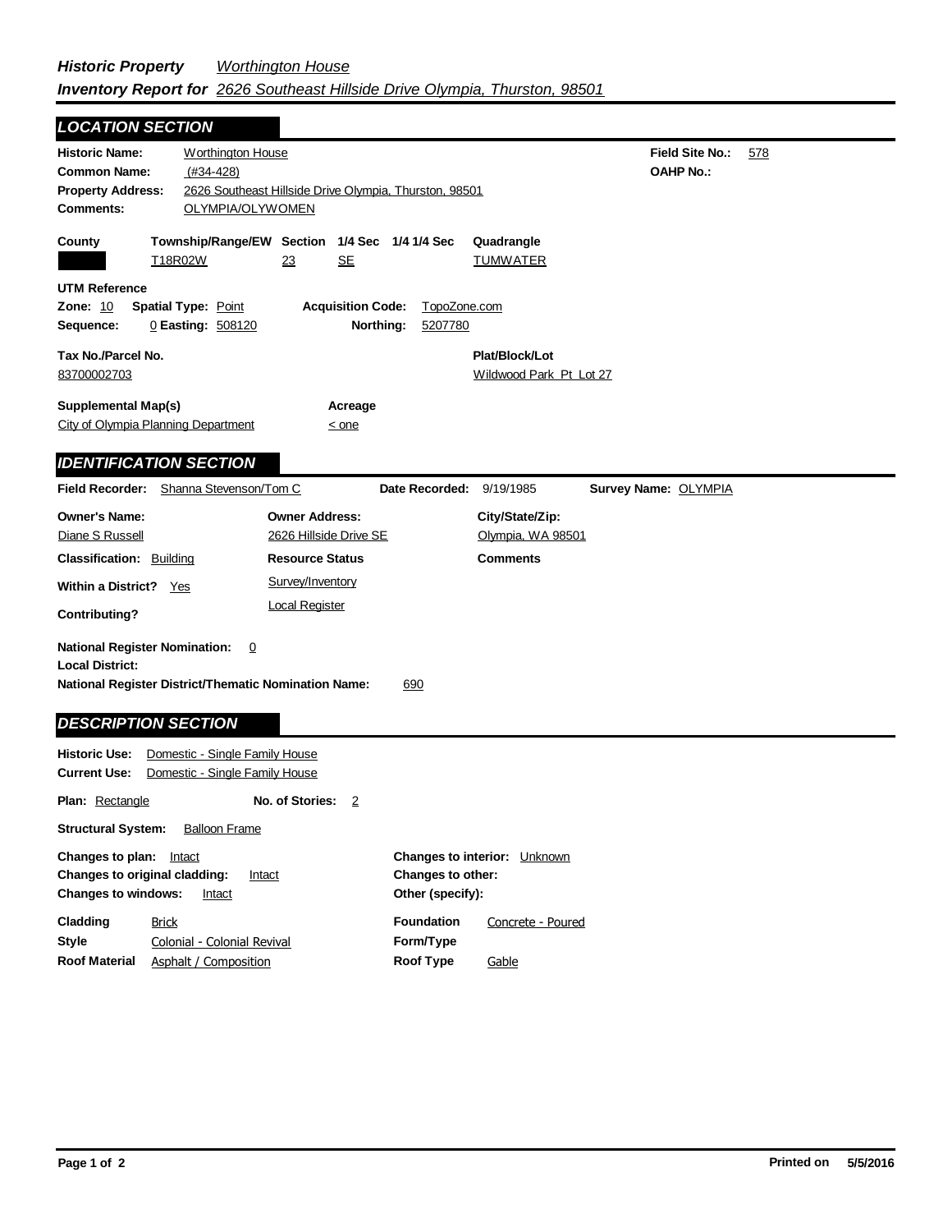***Historic Property*** *Worthington House*

***Inventory Report for*** *2626 Southeast Hillside Drive Olympia, Thurston, 98501*

## *LOCATION SECTION*

**Historic Name:** Worthington House
**Common Name:** (#34-428)
**Property Address:** 2626 Southeast Hillside Drive Olympia, Thurston, 98501
**Comments:** OLYMPIA/OLYWOMEN

**Field Site No.:** 578
**OAHP No.:**

| County | Township/Range/EW | Section | 1/4 Sec | 1/4 1/4 Sec | Quadrangle |
|---|---|---|---|---|---|
| | T18R02W | 23 | SE | | TUMWATER |

**UTM Reference**
**Zone:** 10 **Spatial Type:** Point **Acquisition Code:** TopoZone.com
**Sequence:** 0 **Easting:** 508120 **Northing:** 5207780

**Tax No./Parcel No.**
83700002703

**Plat/Block/Lot**
Wildwood Park Pt Lot 27

**Supplemental Map(s)**
City of Olympia Planning Department

**Acreage**
< one

## *IDENTIFICATION SECTION*

**Field Recorder:** Shanna Stevenson/Tom C **Date Recorded:** 9/19/1985 **Survey Name:** OLYMPIA

| Owner's Name: | Owner Address: | City/State/Zip: |
|---|---|---|
| Diane S Russell | 2626 Hillside Drive SE | Olympia, WA 98501 |

**Classification:** Building

**Within a District?** Yes

**Contributing?**

**Resource Status**
Survey/Inventory
Local Register

**Comments**

**National Register Nomination:** 0
**Local District:**
**National Register District/Thematic Nomination Name:** 690

## *DESCRIPTION SECTION*

**Historic Use:** Domestic - Single Family House
**Current Use:** Domestic - Single Family House

**Plan:** Rectangle **No. of Stories:** 2

**Structural System:** Balloon Frame

**Changes to plan:** Intact
**Changes to original cladding:** Intact
**Changes to windows:** Intact

**Changes to interior:** Unknown
**Changes to other:**
**Other (specify):**

**Cladding** Brick
**Style** Colonial - Colonial Revival
**Roof Material** Asphalt / Composition

**Foundation** Concrete - Poured
**Form/Type**
**Roof Type** Gable

Printed on 5/5/2016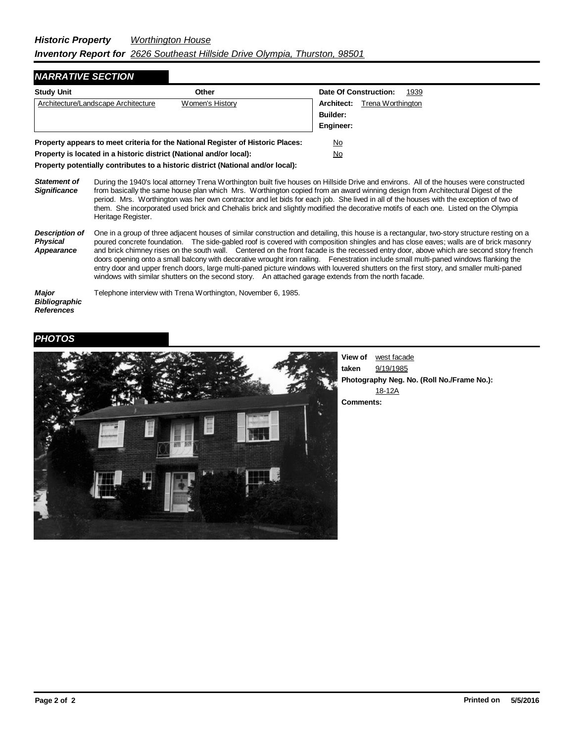***Historic Property*** *Worthington House*

***Inventory Report for*** *2626 Southeast Hillside Drive Olympia, Thurston, 98501*

## *NARRATIVE SECTION*

| Study Unit | Other |
|---|---|
| Architecture/Landscape Architecture | Women's History |

**Date Of Construction:** 1939

**Architect:** Trena Worthington

**Builder:**

**Engineer:**

**Property appears to meet criteria for the National Register of Historic Places:** No

**Property is located in a historic district (National and/or local):** No

**Property potentially contributes to a historic district (National and/or local):**

***Statement of Significance***

During the 1940's local attorney Trena Worthington built five houses on Hillside Drive and environs. All of the houses were constructed from basically the same house plan which Mrs. Worthington copied from an award winning design from Architectural Digest of the period. Mrs. Worthington was her own contractor and let bids for each job. She lived in all of the houses with the exception of two of them. She incorporated used brick and Chehalis brick and slightly modified the decorative motifs of each one. Listed on the Olympia Heritage Register.

***Description of Physical Appearance***

One in a group of three adjacent houses of similar construction and detailing, this house is a rectangular, two-story structure resting on a poured concrete foundation. The side-gabled roof is covered with composition shingles and has close eaves; walls are of brick masonry and brick chimney rises on the south wall. Centered on the front facade is the recessed entry door, above which are second story french doors opening onto a small balcony with decorative wrought iron railing. Fenestration include small multi-paned windows flanking the entry door and upper french doors, large multi-paned picture windows with louvered shutters on the first story, and smaller multi-paned windows with similar shutters on the second story. An attached garage extends from the north facade.

***Major Bibliographic References***

Telephone interview with Trena Worthington, November 6, 1985.

## *PHOTOS*

**View of** west facade

**taken** 9/19/1985

**Photography Neg. No. (Roll No./Frame No.):** 18-12A

**Comments:**